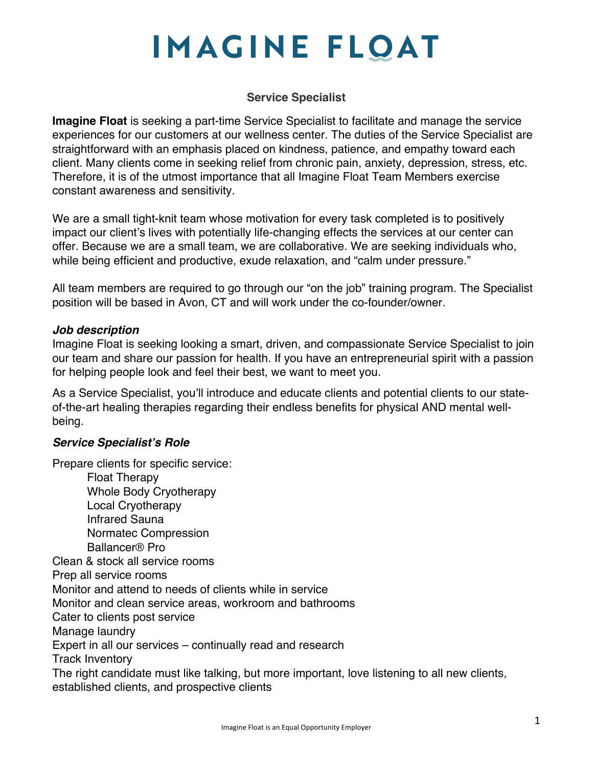# IMAGINE FLOAT

## Service Specialist

**Imagine Float** is seeking a part-time Service Specialist to facilitate and manage the service experiences for our customers at our wellness center. The duties of the Service Specialist are straightforward with an emphasis placed on kindness, patience, and empathy toward each client. Many clients come in seeking relief from chronic pain, anxiety, depression, stress, etc. Therefore, it is of the utmost importance that all Imagine Float Team Members exercise constant awareness and sensitivity.

We are a small tight-knit team whose motivation for every task completed is to positively impact our client's lives with potentially life-changing effects the services at our center can offer. Because we are a small team, we are collaborative. We are seeking individuals who, while being efficient and productive, exude relaxation, and "calm under pressure."

All team members are required to go through our "on the job" training program. The Specialist position will be based in Avon, CT and will work under the co-founder/owner.

### *Job description*

Imagine Float is seeking looking a smart, driven, and compassionate Service Specialist to join our team and share our passion for health. If you have an entrepreneurial spirit with a passion for helping people look and feel their best, we want to meet you.

As a Service Specialist, you'll introduce and educate clients and potential clients to our state-of-the-art healing therapies regarding their endless benefits for physical AND mental well-being.

### *Service Specialist's Role*

Prepare clients for specific service:
- Float Therapy
- Whole Body Cryotherapy
- Local Cryotherapy
- Infrared Sauna
- Normatec Compression
- Ballancer® Pro

Clean & stock all service rooms
Prep all service rooms
Monitor and attend to needs of clients while in service
Monitor and clean service areas, workroom and bathrooms
Cater to clients post service
Manage laundry
Expert in all our services – continually read and research
Track Inventory
The right candidate must like talking, but more important, love listening to all new clients, established clients, and prospective clients

Imagine Float is an Equal Opportunity Employer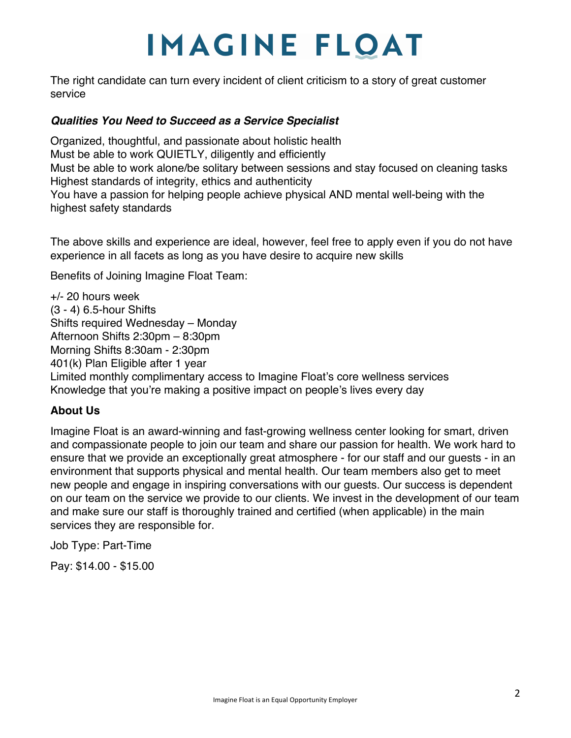# IMAGINE FLOAT

The right candidate can turn every incident of client criticism to a story of great customer service

***Qualities You Need to Succeed as a Service Specialist***

Organized, thoughtful, and passionate about holistic health
Must be able to work QUIETLY, diligently and efficiently
Must be able to work alone/be solitary between sessions and stay focused on cleaning tasks
Highest standards of integrity, ethics and authenticity
You have a passion for helping people achieve physical AND mental well-being with the highest safety standards

The above skills and experience are ideal, however, feel free to apply even if you do not have experience in all facets as long as you have desire to acquire new skills

Benefits of Joining Imagine Float Team:

+/- 20 hours week
(3 - 4) 6.5-hour Shifts
Shifts required Wednesday – Monday
Afternoon Shifts 2:30pm – 8:30pm
Morning Shifts 8:30am - 2:30pm
401(k) Plan Eligible after 1 year
Limited monthly complimentary access to Imagine Float's core wellness services
Knowledge that you're making a positive impact on people's lives every day

**About Us**

Imagine Float is an award-winning and fast-growing wellness center looking for smart, driven and compassionate people to join our team and share our passion for health. We work hard to ensure that we provide an exceptionally great atmosphere - for our staff and our guests - in an environment that supports physical and mental health. Our team members also get to meet new people and engage in inspiring conversations with our guests. Our success is dependent on our team on the service we provide to our clients. We invest in the development of our team and make sure our staff is thoroughly trained and certified (when applicable) in the main services they are responsible for.

Job Type: Part-Time

Pay: $14.00 - $15.00

Imagine Float is an Equal Opportunity Employer